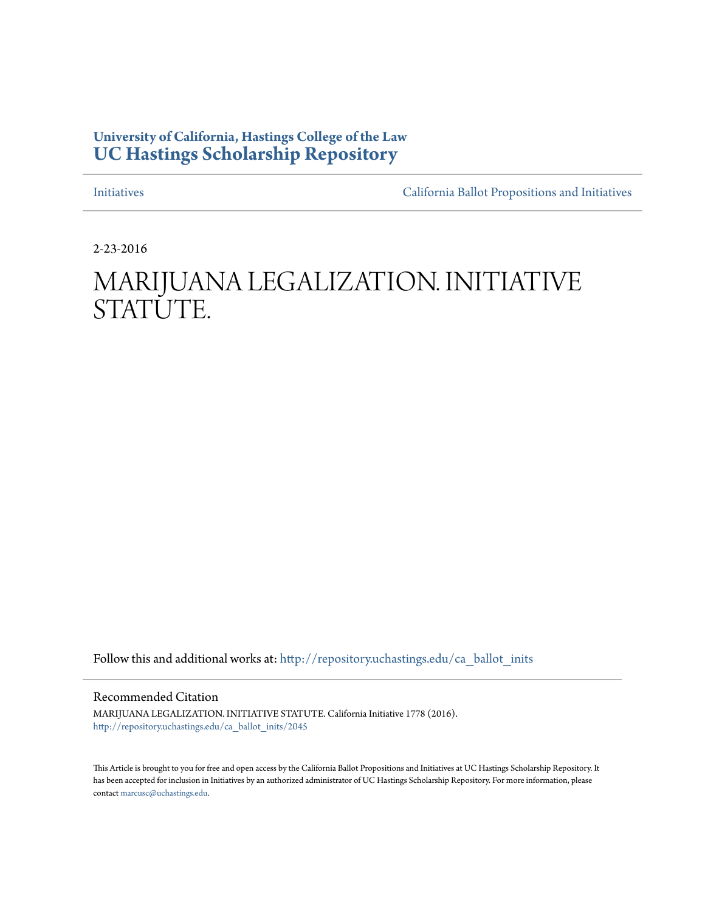**University of California, Hastings College of the Law**
**UC Hastings Scholarship Repository**

Initiatives | California Ballot Propositions and Initiatives

2-23-2016

# MARIJUANA LEGALIZATION. INITIATIVE STATUTE.

Follow this and additional works at: http://repository.uchastings.edu/ca_ballot_inits

## Recommended Citation

MARIJUANA LEGALIZATION. INITIATIVE STATUTE. California Initiative 1778 (2016).
http://repository.uchastings.edu/ca_ballot_inits/2045

This Article is brought to you for free and open access by the California Ballot Propositions and Initiatives at UC Hastings Scholarship Repository. It has been accepted for inclusion in Initiatives by an authorized administrator of UC Hastings Scholarship Repository. For more information, please contact marcusc@uchastings.edu.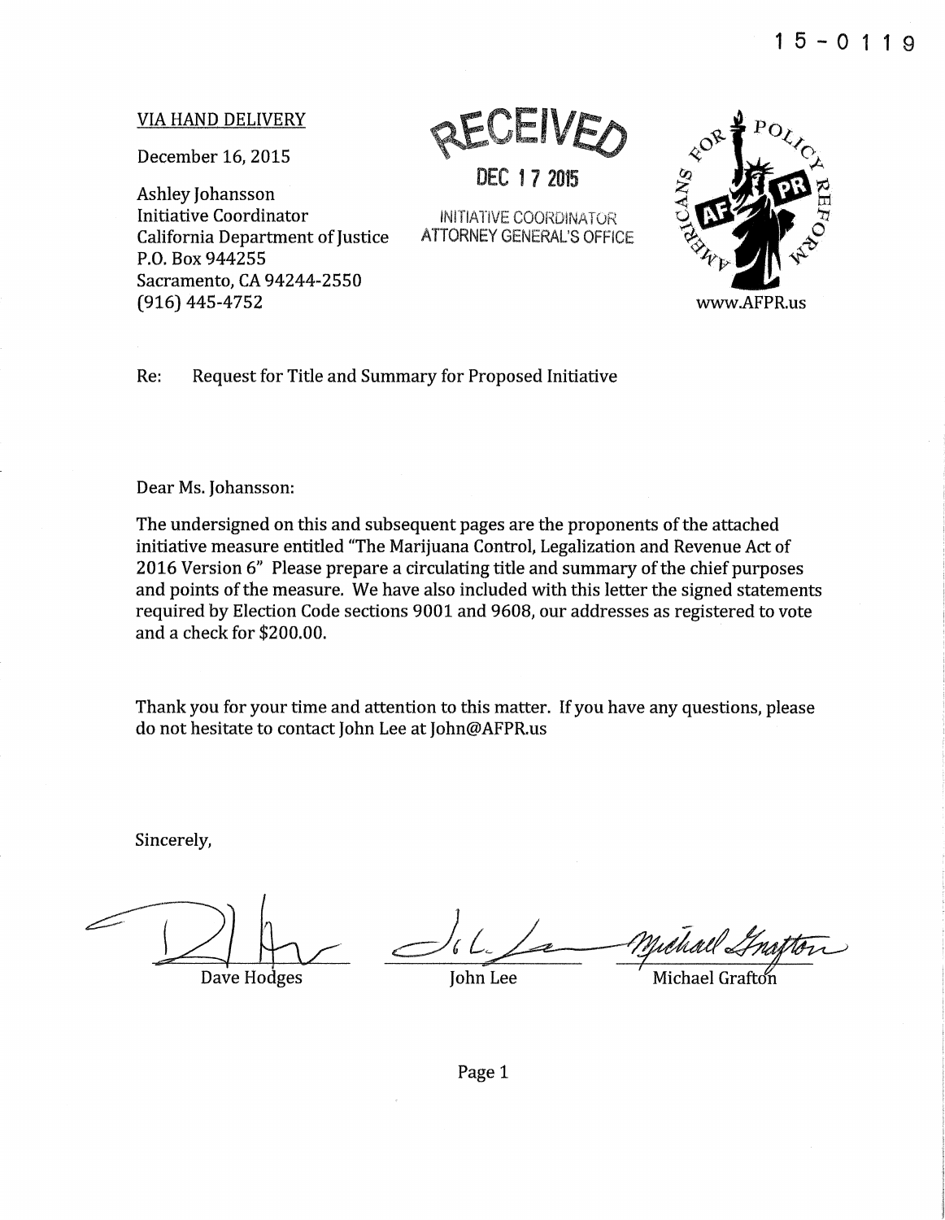15-0119

VIA HAND DELIVERY

December 16, 2015

Ashley Johansson
Initiative Coordinator
California Department of Justice
P.O. Box 944255
Sacramento, CA 94244-2550
(916) 445-4752

RECEIVED

DEC 17 2015

INITIATIVE COORDINATOR
ATTORNEY GENERAL'S OFFICE

AMERICANS FOR POLICY REFORM

www.AFPR.us

Re: Request for Title and Summary for Proposed Initiative

Dear Ms. Johansson:

The undersigned on this and subsequent pages are the proponents of the attached initiative measure entitled "The Marijuana Control, Legalization and Revenue Act of 2016 Version 6" Please prepare a circulating title and summary of the chief purposes and points of the measure. We have also included with this letter the signed statements required by Election Code sections 9001 and 9608, our addresses as registered to vote and a check for $200.00.

Thank you for your time and attention to this matter. If you have any questions, please do not hesitate to contact John Lee at John@AFPR.us

Sincerely,

Dave Hodges

John Lee

Michael Grafton

Page 1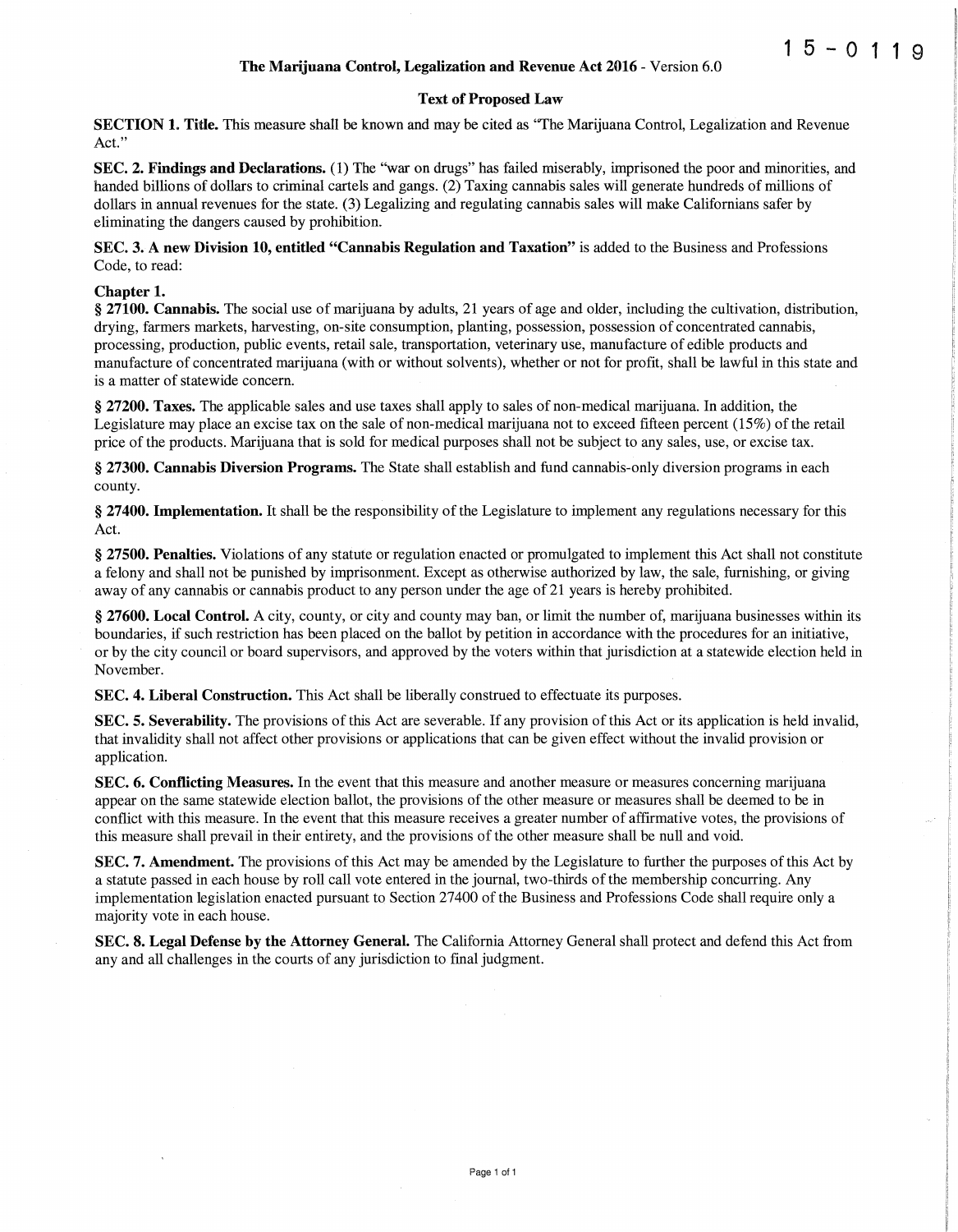15-0119

**The Marijuana Control, Legalization and Revenue Act 2016** - Version 6.0

**Text of Proposed Law**

**SECTION 1. Title.** This measure shall be known and may be cited as "The Marijuana Control, Legalization and Revenue Act."

**SEC. 2. Findings and Declarations.** (1) The "war on drugs" has failed miserably, imprisoned the poor and minorities, and handed billions of dollars to criminal cartels and gangs. (2) Taxing cannabis sales will generate hundreds of millions of dollars in annual revenues for the state. (3) Legalizing and regulating cannabis sales will make Californians safer by eliminating the dangers caused by prohibition.

**SEC. 3. A new Division 10, entitled "Cannabis Regulation and Taxation"** is added to the Business and Professions Code, to read:

**Chapter 1.**

**§ 27100. Cannabis.** The social use of marijuana by adults, 21 years of age and older, including the cultivation, distribution, drying, farmers markets, harvesting, on-site consumption, planting, possession, possession of concentrated cannabis, processing, production, public events, retail sale, transportation, veterinary use, manufacture of edible products and manufacture of concentrated marijuana (with or without solvents), whether or not for profit, shall be lawful in this state and is a matter of statewide concern.

**§ 27200. Taxes.** The applicable sales and use taxes shall apply to sales of non-medical marijuana. In addition, the Legislature may place an excise tax on the sale of non-medical marijuana not to exceed fifteen percent (15%) of the retail price of the products. Marijuana that is sold for medical purposes shall not be subject to any sales, use, or excise tax.

**§ 27300. Cannabis Diversion Programs.** The State shall establish and fund cannabis-only diversion programs in each county.

**§ 27400. Implementation.** It shall be the responsibility of the Legislature to implement any regulations necessary for this Act.

**§ 27500. Penalties.** Violations of any statute or regulation enacted or promulgated to implement this Act shall not constitute a felony and shall not be punished by imprisonment. Except as otherwise authorized by law, the sale, furnishing, or giving away of any cannabis or cannabis product to any person under the age of 21 years is hereby prohibited.

**§ 27600. Local Control.** A city, county, or city and county may ban, or limit the number of, marijuana businesses within its boundaries, if such restriction has been placed on the ballot by petition in accordance with the procedures for an initiative, or by the city council or board supervisors, and approved by the voters within that jurisdiction at a statewide election held in November.

**SEC. 4. Liberal Construction.** This Act shall be liberally construed to effectuate its purposes.

**SEC. 5. Severability.** The provisions of this Act are severable. If any provision of this Act or its application is held invalid, that invalidity shall not affect other provisions or applications that can be given effect without the invalid provision or application.

**SEC. 6. Conflicting Measures.** In the event that this measure and another measure or measures concerning marijuana appear on the same statewide election ballot, the provisions of the other measure or measures shall be deemed to be in conflict with this measure. In the event that this measure receives a greater number of affirmative votes, the provisions of this measure shall prevail in their entirety, and the provisions of the other measure shall be null and void.

**SEC. 7. Amendment.** The provisions of this Act may be amended by the Legislature to further the purposes of this Act by a statute passed in each house by roll call vote entered in the journal, two-thirds of the membership concurring. Any implementation legislation enacted pursuant to Section 27400 of the Business and Professions Code shall require only a majority vote in each house.

**SEC. 8. Legal Defense by the Attorney General.** The California Attorney General shall protect and defend this Act from any and all challenges in the courts of any jurisdiction to final judgment.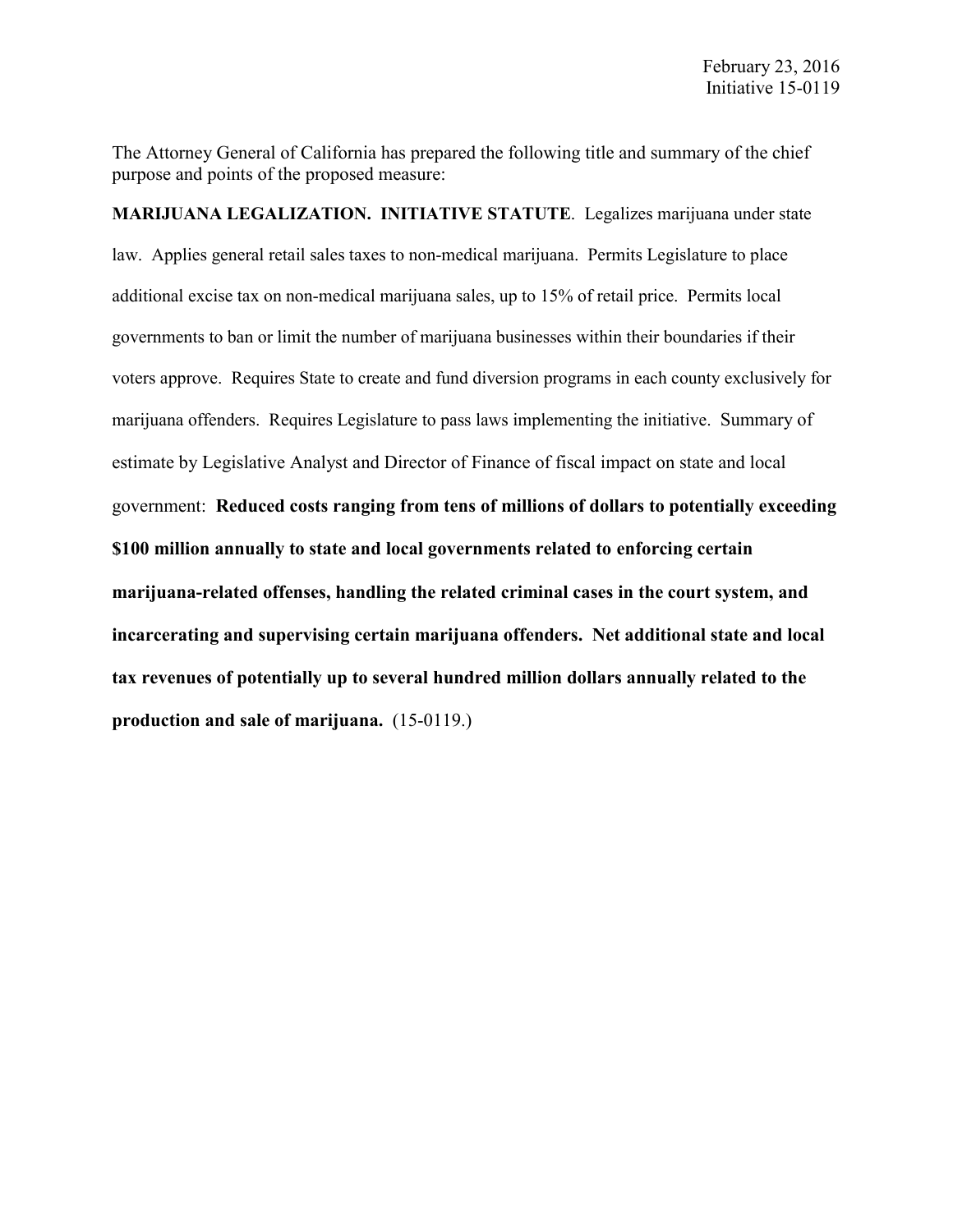February 23, 2016
Initiative 15-0119

The Attorney General of California has prepared the following title and summary of the chief purpose and points of the proposed measure:

**MARIJUANA LEGALIZATION. INITIATIVE STATUTE**. Legalizes marijuana under state law. Applies general retail sales taxes to non-medical marijuana. Permits Legislature to place additional excise tax on non-medical marijuana sales, up to 15% of retail price. Permits local governments to ban or limit the number of marijuana businesses within their boundaries if their voters approve. Requires State to create and fund diversion programs in each county exclusively for marijuana offenders. Requires Legislature to pass laws implementing the initiative. Summary of estimate by Legislative Analyst and Director of Finance of fiscal impact on state and local government: **Reduced costs ranging from tens of millions of dollars to potentially exceeding $100 million annually to state and local governments related to enforcing certain marijuana-related offenses, handling the related criminal cases in the court system, and incarcerating and supervising certain marijuana offenders. Net additional state and local tax revenues of potentially up to several hundred million dollars annually related to the production and sale of marijuana.** (15-0119.)